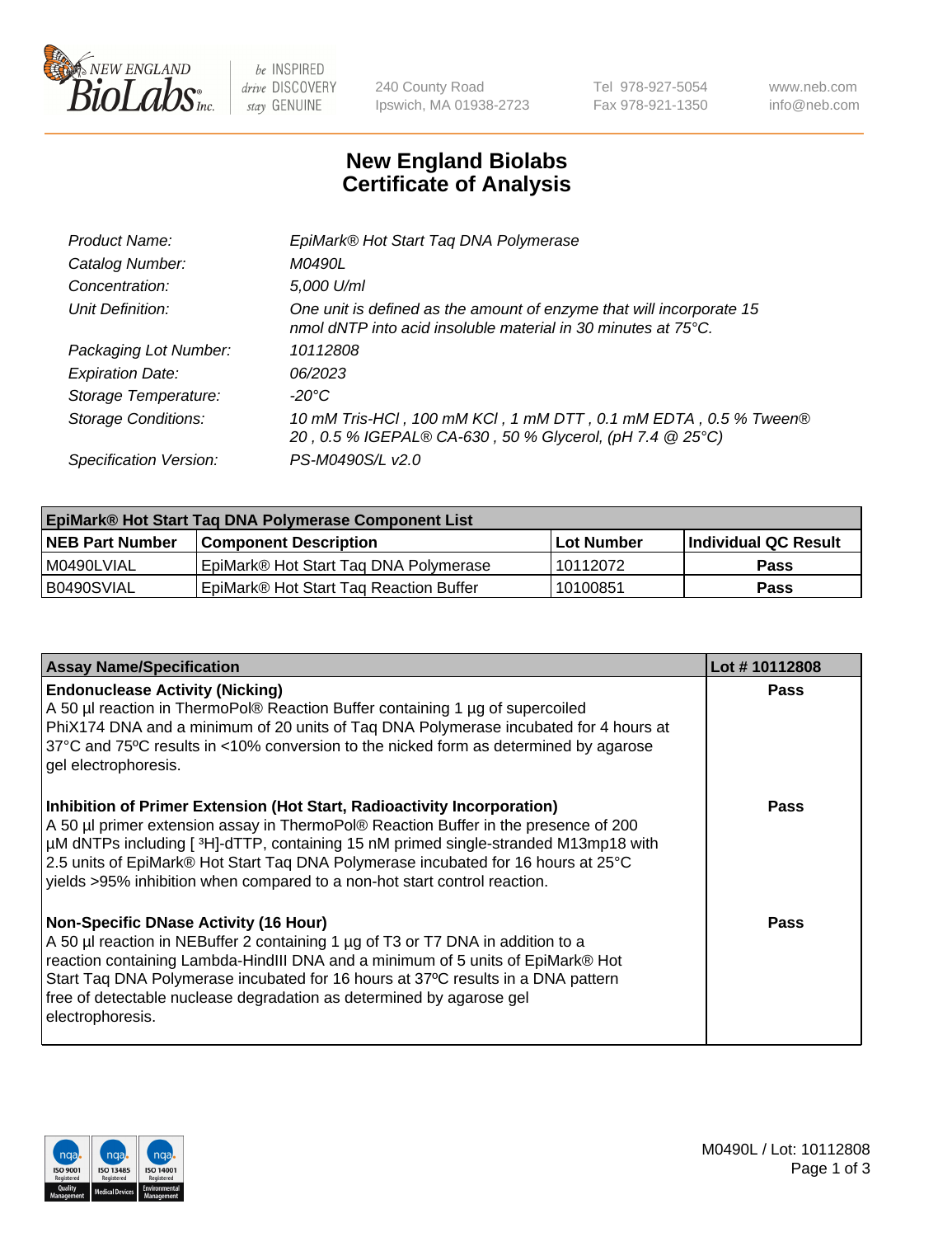# New England Biolabs Certificate of Analysis

| | |
|---|---|
| *Product Name:* | *EpiMark® Hot Start Taq DNA Polymerase* |
| *Catalog Number:* | *M0490L* |
| *Concentration:* | *5,000 U/ml* |
| *Unit Definition:* | *One unit is defined as the amount of enzyme that will incorporate 15 nmol dNTP into acid insoluble material in 30 minutes at 75°C.* |
| *Packaging Lot Number:* | *10112808* |
| *Expiration Date:* | *06/2023* |
| *Storage Temperature:* | *-20°C* |
| *Storage Conditions:* | *10 mM Tris-HCl , 100 mM KCl , 1 mM DTT , 0.1 mM EDTA , 0.5 % Tween® 20 , 0.5 % IGEPAL® CA-630 , 50 % Glycerol, (pH 7.4 @ 25°C)* |
| *Specification Version:* | *PS-M0490S/L v2.0* |

| EpiMark® Hot Start Taq DNA Polymerase Component List | | | |
|---|---|---|---|
| **NEB Part Number** | **Component Description** | **Lot Number** | **Individual QC Result** |
| M0490LVIAL | EpiMark® Hot Start Taq DNA Polymerase | 10112072 | **Pass** |
| B0490SVIAL | EpiMark® Hot Start Taq Reaction Buffer | 10100851 | **Pass** |

| Assay Name/Specification | Lot # 10112808 |
|---|---|
| **Endonuclease Activity (Nicking)** A 50 µl reaction in ThermoPol® Reaction Buffer containing 1 µg of supercoiled PhiX174 DNA and a minimum of 20 units of Taq DNA Polymerase incubated for 4 hours at 37ºC and 75ºC results in <10% conversion to the nicked form as determined by agarose gel electrophoresis. | **Pass** |
| **Inhibition of Primer Extension (Hot Start, Radioactivity Incorporation)** A 50 µl primer extension assay in ThermoPol® Reaction Buffer in the presence of 200 µM dNTPs including [ $^3$H]-dTTP, containing 15 nM primed single-stranded M13mp18 with 2.5 units of EpiMark® Hot Start Taq DNA Polymerase incubated for 16 hours at 25°C yields >95% inhibition when compared to a non-hot start control reaction. | **Pass** |
| **Non-Specific DNase Activity (16 Hour)** A 50 µl reaction in NEBuffer 2 containing 1 µg of T3 or T7 DNA in addition to a reaction containing Lambda-HindIII DNA and a minimum of 5 units of EpiMark® Hot Start Taq DNA Polymerase incubated for 16 hours at 37ºC results in a DNA pattern free of detectable nuclease degradation as determined by agarose gel electrophoresis. | **Pass** |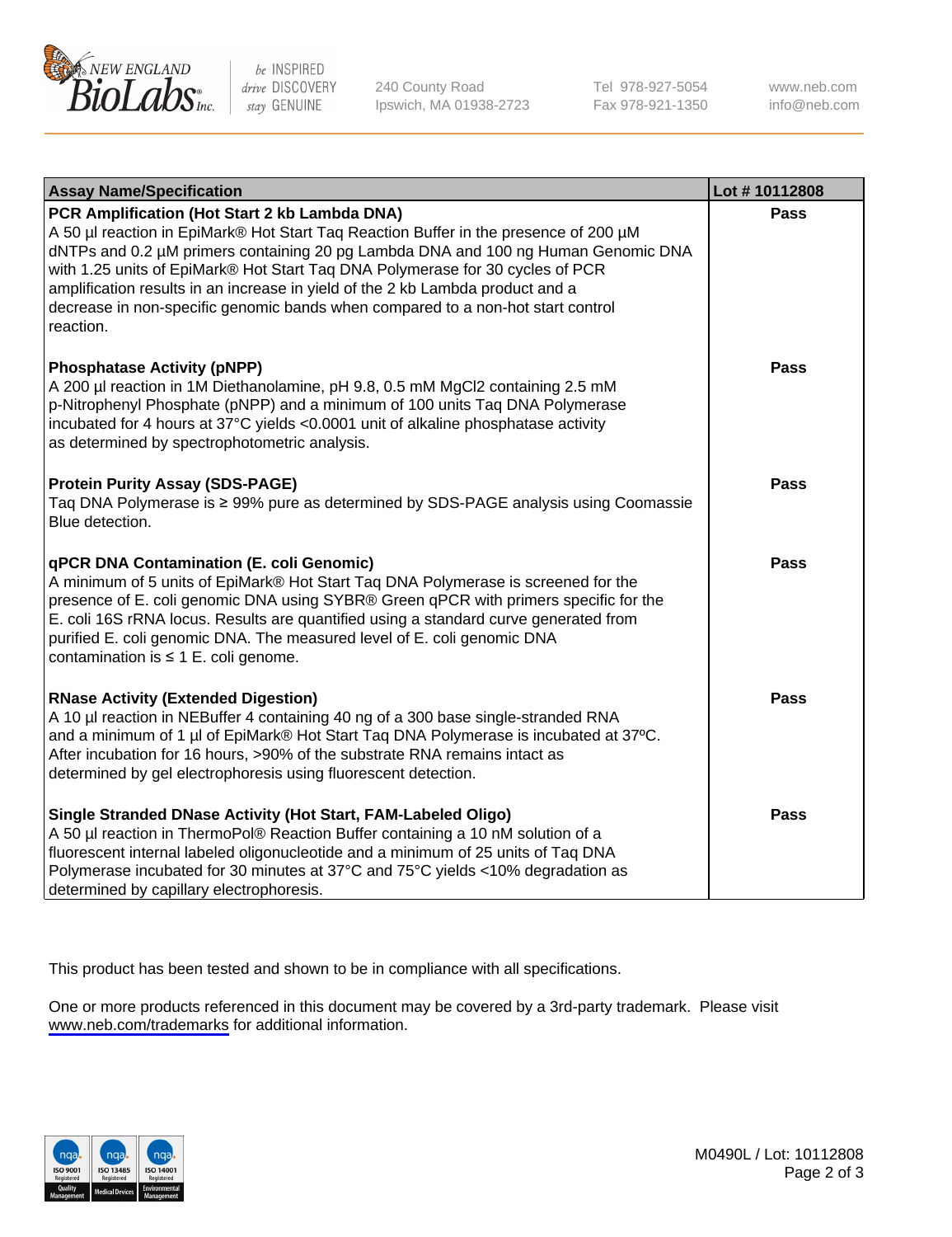| Assay Name/Specification | Lot # 10112808 |
| --- | --- |
| **PCR Amplification (Hot Start 2 kb Lambda DNA)**<br>A 50 µl reaction in EpiMark® Hot Start Taq Reaction Buffer in the presence of 200 µM dNTPs and 0.2 µM primers containing 20 pg Lambda DNA and 100 ng Human Genomic DNA with 1.25 units of EpiMark® Hot Start Taq DNA Polymerase for 30 cycles of PCR amplification results in an increase in yield of the 2 kb Lambda product and a decrease in non-specific genomic bands when compared to a non-hot start control reaction. | Pass |
| **Phosphatase Activity (pNPP)**<br>A 200 µl reaction in 1M Diethanolamine, pH 9.8, 0.5 mM $MgCl_2$ containing 2.5 mM p-Nitrophenyl Phosphate (pNPP) and a minimum of 100 units Taq DNA Polymerase incubated for 4 hours at 37°C yields <0.0001 unit of alkaline phosphatase activity as determined by spectrophotometric analysis. | Pass |
| **Protein Purity Assay (SDS-PAGE)**<br>Taq DNA Polymerase is ≥ 99% pure as determined by SDS-PAGE analysis using Coomassie Blue detection. | Pass |
| **qPCR DNA Contamination (E. coli Genomic)**<br>A minimum of 5 units of EpiMark® Hot Start Taq DNA Polymerase is screened for the presence of E. coli genomic DNA using SYBR® Green qPCR with primers specific for the E. coli 16S rRNA locus. Results are quantified using a standard curve generated from purified E. coli genomic DNA. The measured level of E. coli genomic DNA contamination is ≤ 1 E. coli genome. | Pass |
| **RNase Activity (Extended Digestion)**<br>A 10 µl reaction in NEBuffer 4 containing 40 ng of a 300 base single-stranded RNA and a minimum of 1 µl of EpiMark® Hot Start Taq DNA Polymerase is incubated at 37ºC. After incubation for 16 hours, >90% of the substrate RNA remains intact as determined by gel electrophoresis using fluorescent detection. | Pass |
| **Single Stranded DNase Activity (Hot Start, FAM-Labeled Oligo)**<br>A 50 µl reaction in ThermoPol® Reaction Buffer containing a 10 nM solution of a fluorescent internal labeled oligonucleotide and a minimum of 25 units of Taq DNA Polymerase incubated for 30 minutes at 37°C and 75°C yields <10% degradation as determined by capillary electrophoresis. | Pass |

This product has been tested and shown to be in compliance with all specifications.

One or more products referenced in this document may be covered by a 3rd-party trademark. Please visit www.neb.com/trademarks for additional information.

M0490L / Lot: 10112808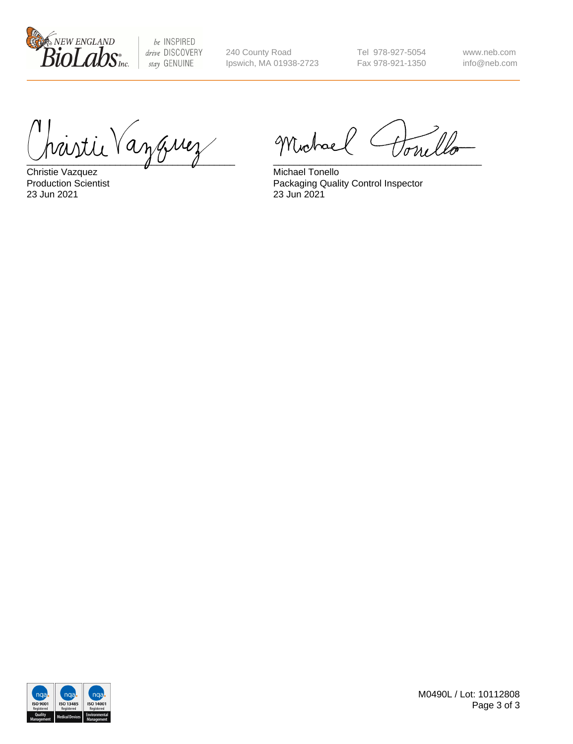Christie Vazquez
Production Scientist
23 Jun 2021

Michael Tonello
Packaging Quality Control Inspector
23 Jun 2021